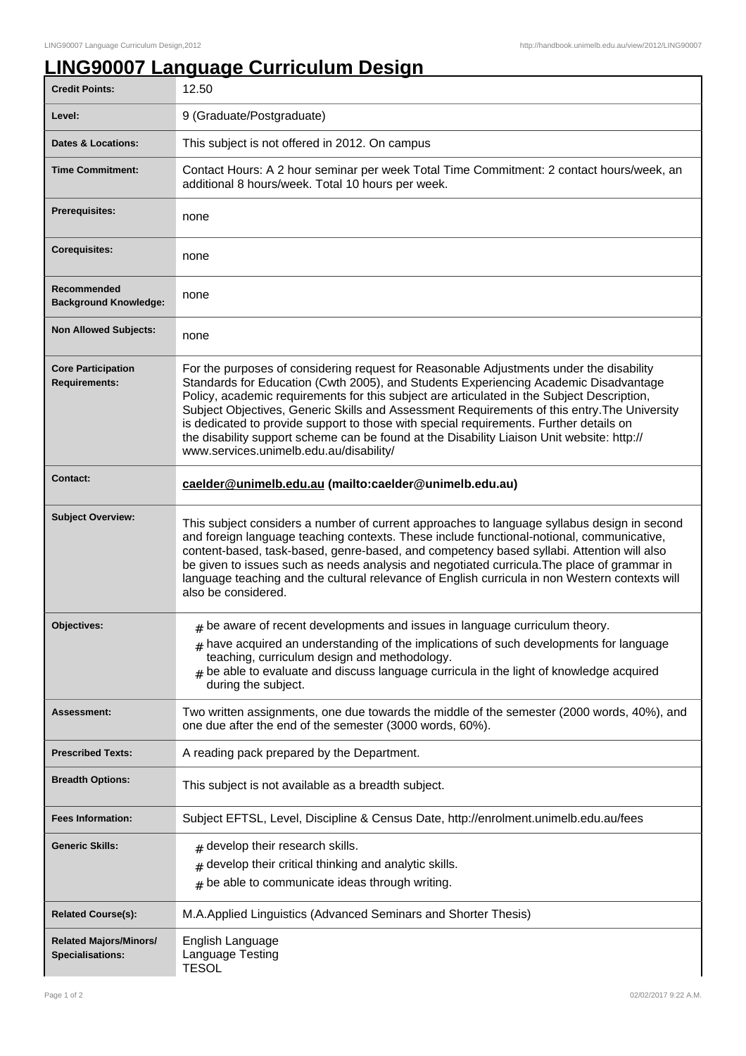# LING90007 Language Curriculum Design

| | |
|---|---|
| **Credit Points:** | 12.50 |
| **Level:** | 9 (Graduate/Postgraduate) |
| **Dates & Locations:** | This subject is not offered in 2012. On campus |
| **Time Commitment:** | Contact Hours: A 2 hour seminar per week Total Time Commitment: 2 contact hours/week, an additional 8 hours/week. Total 10 hours per week. |
| **Prerequisites:** | none |
| **Corequisites:** | none |
| **Recommended Background Knowledge:** | none |
| **Non Allowed Subjects:** | none |
| **Core Participation Requirements:** | For the purposes of considering request for Reasonable Adjustments under the disability Standards for Education (Cwth 2005), and Students Experiencing Academic Disadvantage Policy, academic requirements for this subject are articulated in the Subject Description, Subject Objectives, Generic Skills and Assessment Requirements of this entry.The University is dedicated to provide support to those with special requirements. Further details on the disability support scheme can be found at the Disability Liaison Unit website: http://www.services.unimelb.edu.au/disability/ |
| **Contact:** | **caelder@unimelb.edu.au (mailto:caelder@unimelb.edu.au)** |
| **Subject Overview:** | This subject considers a number of current approaches to language syllabus design in second and foreign language teaching contexts. These include functional-notional, communicative, content-based, task-based, genre-based, and competency based syllabi. Attention will also be given to issues such as needs analysis and negotiated curricula.The place of grammar in language teaching and the cultural relevance of English curricula in non Western contexts will also be considered. |
| **Objectives:** | # be aware of recent developments and issues in language curriculum theory.<br># have acquired an understanding of the implications of such developments for language teaching, curriculum design and methodology.<br># be able to evaluate and discuss language curricula in the light of knowledge acquired during the subject. |
| **Assessment:** | Two written assignments, one due towards the middle of the semester (2000 words, 40%), and one due after the end of the semester (3000 words, 60%). |
| **Prescribed Texts:** | A reading pack prepared by the Department. |
| **Breadth Options:** | This subject is not available as a breadth subject. |
| **Fees Information:** | Subject EFTSL, Level, Discipline & Census Date, http://enrolment.unimelb.edu.au/fees |
| **Generic Skills:** | # develop their research skills.<br># develop their critical thinking and analytic skills.<br># be able to communicate ideas through writing. |
| **Related Course(s):** | M.A.Applied Linguistics (Advanced Seminars and Shorter Thesis) |
| **Related Majors/Minors/ Specialisations:** | English Language<br>Language Testing<br>TESOL |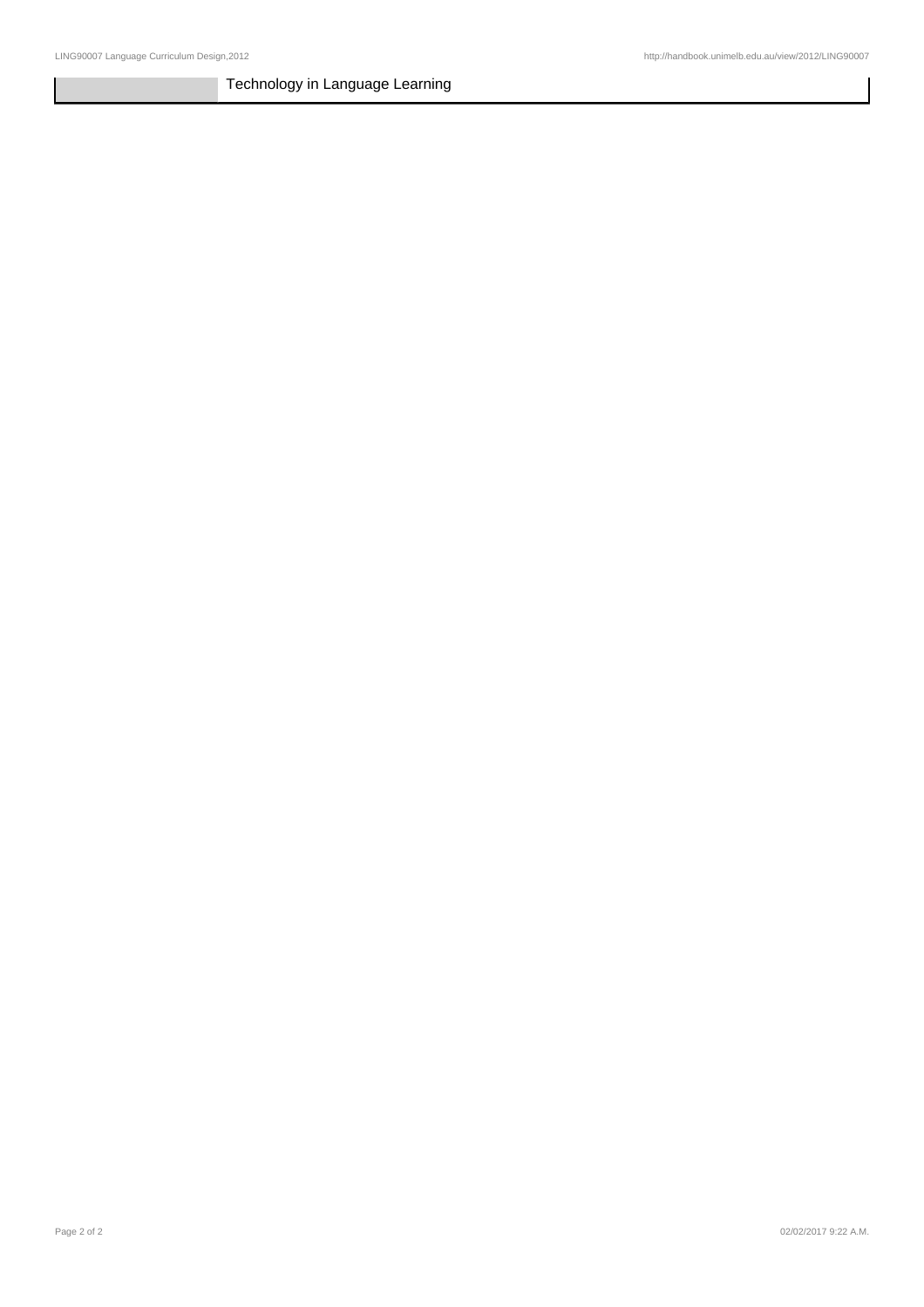| | |
| --- | --- |
| | Technology in Language Learning |